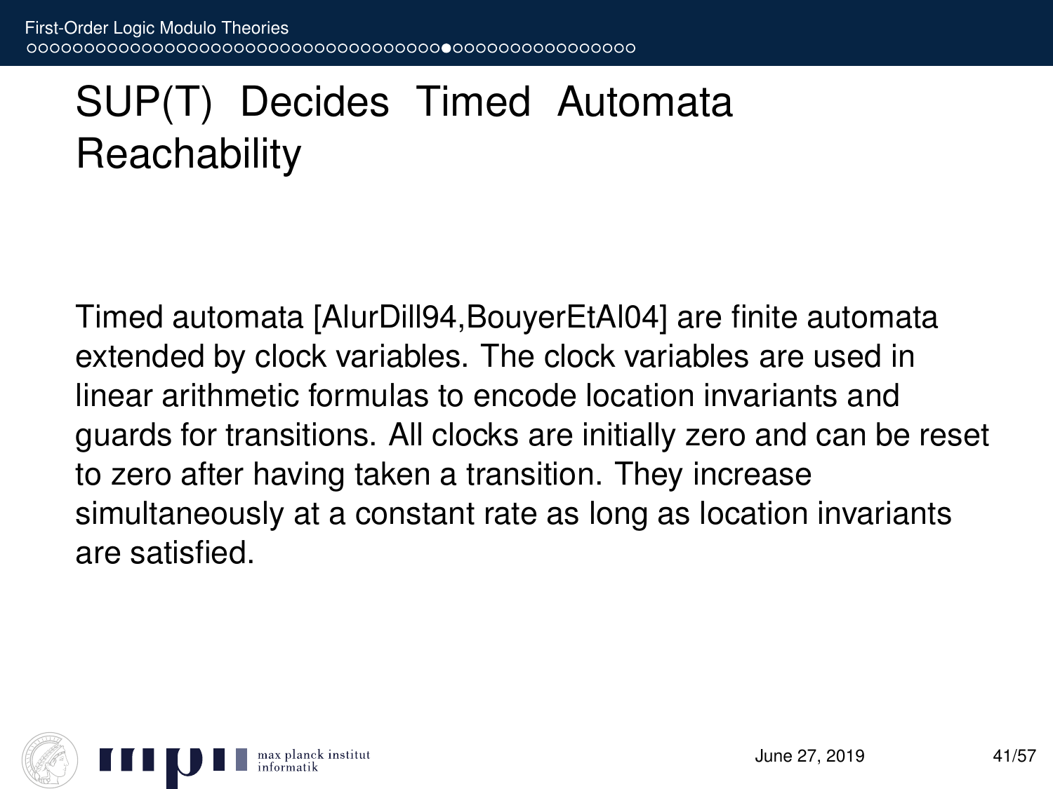# SUP(T) Decides Timed Automata Reachability

Timed automata [AlurDill94,BouyerEtAl04] are finite automata extended by clock variables. The clock variables are used in linear arithmetic formulas to encode location invariants and guards for transitions. All clocks are initially zero and can be reset to zero after having taken a transition. They increase simultaneously at a constant rate as long as location invariants are satisfied.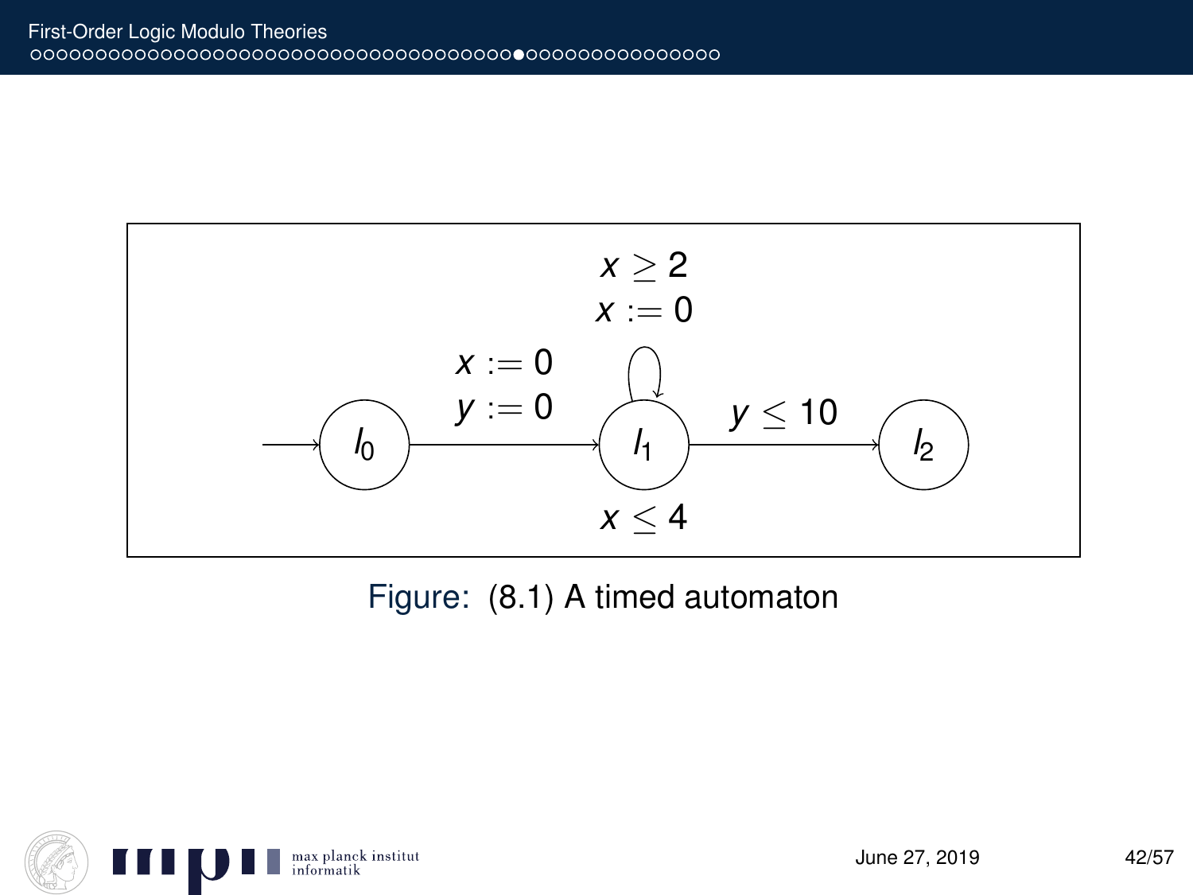Figure: (8.1) A timed automaton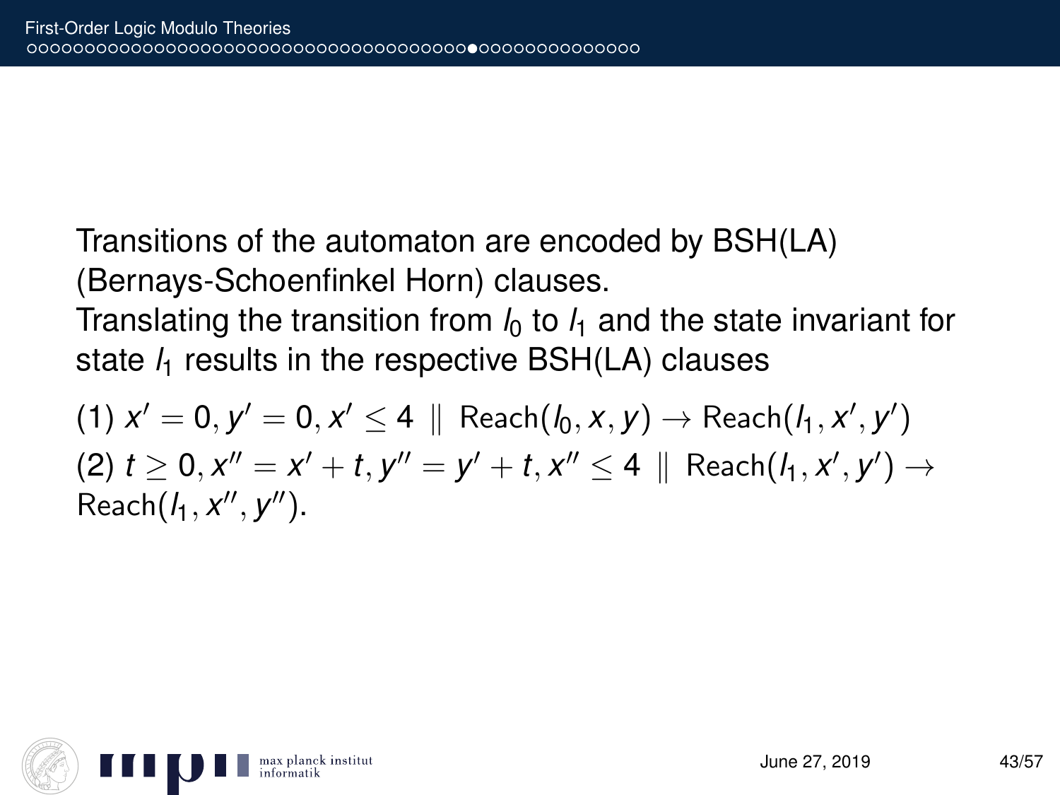Transitions of the automaton are encoded by BSH(LA) (Bernays-Schoenfinkel Horn) clauses.
Translating the transition from $l_0$ to $l_1$ and the state invariant for state $l_1$ results in the respective BSH(LA) clauses

(1) $x' = 0, y' = 0, x' \leq 4 \parallel \text{Reach}(l_0, x, y) \rightarrow \text{Reach}(l_1, x', y')$
(2) $t \geq 0, x'' = x' + t, y'' = y' + t, x'' \leq 4 \parallel \text{Reach}(l_1, x', y') \rightarrow \text{Reach}(l_1, x'', y'')$.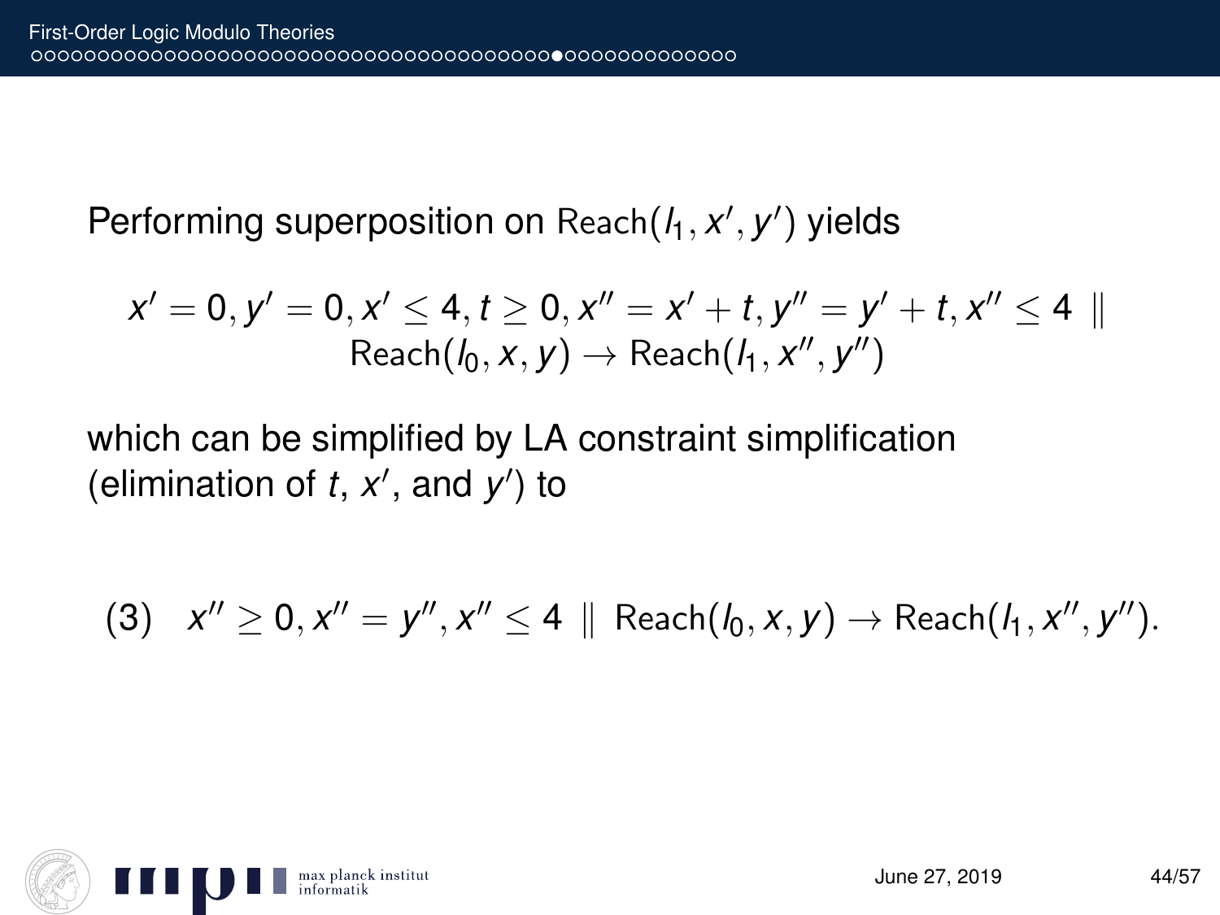Performing superposition on $\text{Reach}(l_1, x', y')$ yields

$$x' = 0, y' = 0, x' \leq 4, t \geq 0, x'' = x' + t, y'' = y' + t, x'' \leq 4 \parallel \text{Reach}(l_0, x, y) \rightarrow \text{Reach}(l_1, x'', y'')$$

which can be simplified by LA constraint simplification (elimination of $t$, $x'$, and $y'$) to

$$(3) \quad x'' \geq 0, x'' = y'', x'' \leq 4 \parallel \text{Reach}(l_0, x, y) \rightarrow \text{Reach}(l_1, x'', y'').$$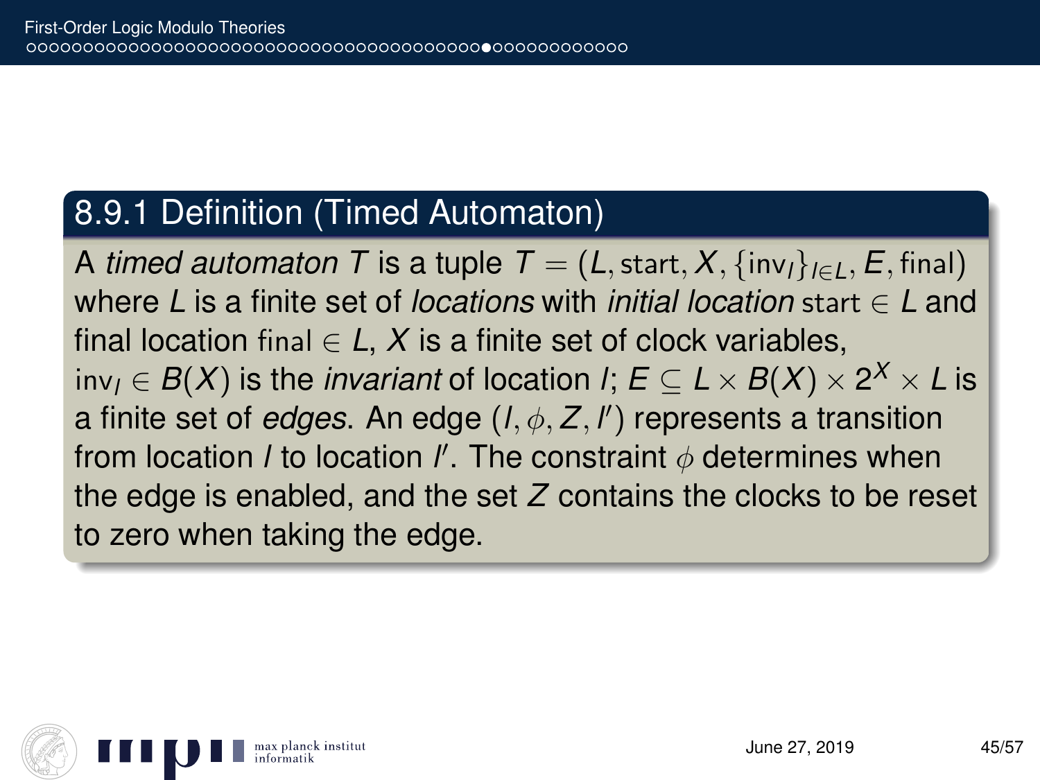### 8.9.1 Definition (Timed Automaton)

A *timed automaton* $T$ is a tuple $T = (L, \mathrm{start}, X, \{\mathrm{inv}_l\}_{l \in L}, E, \mathrm{final})$ where $L$ is a finite set of *locations* with *initial location* $\mathrm{start} \in L$ and final location $\mathrm{final} \in L$, $X$ is a finite set of clock variables, $\mathrm{inv}_l \in B(X)$ is the *invariant* of location $l$; $E \subseteq L \times B(X) \times 2^X \times L$ is a finite set of *edges*. An edge $(l, \phi, Z, l')$ represents a transition from location $l$ to location $l'$. The constraint $\phi$ determines when the edge is enabled, and the set $Z$ contains the clocks to be reset to zero when taking the edge.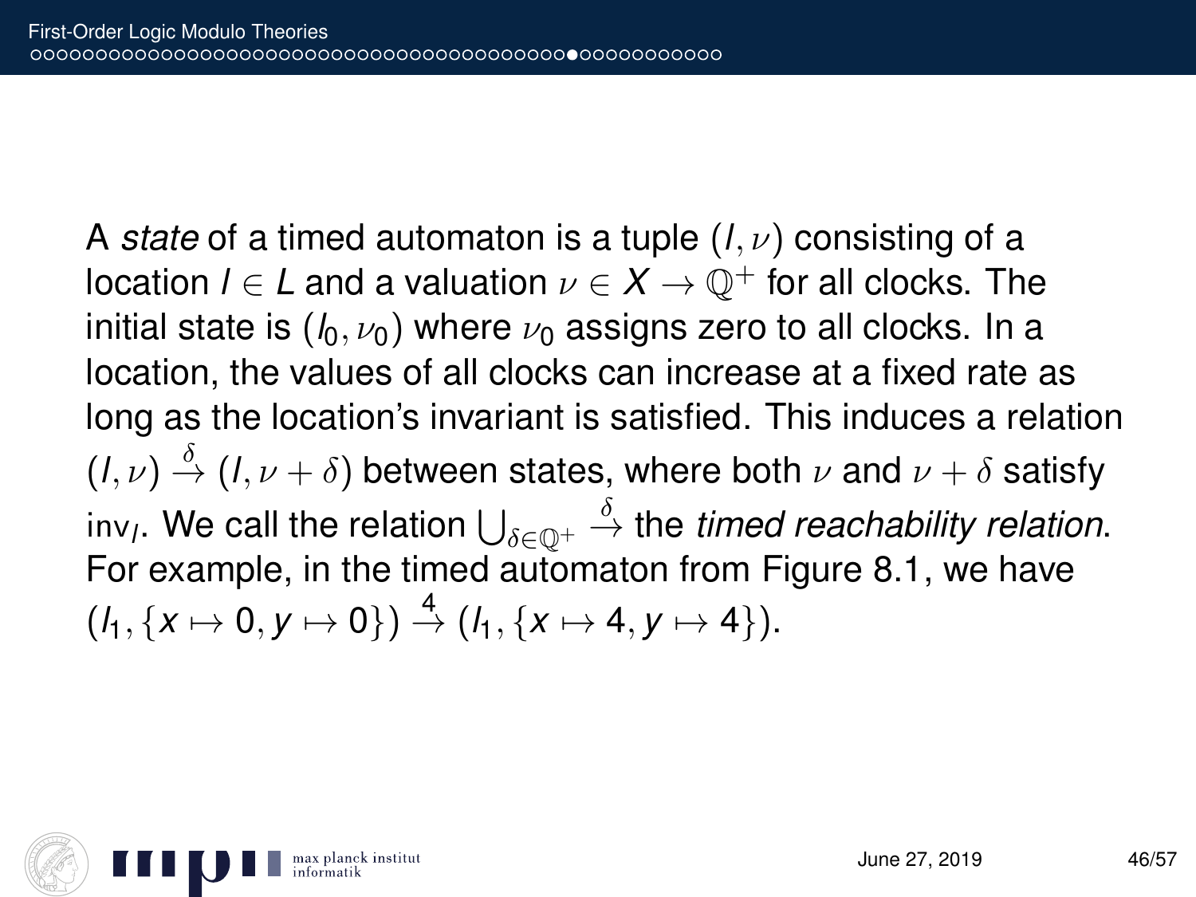A *state* of a timed automaton is a tuple $(l, \nu)$ consisting of a location $l \in L$ and a valuation $\nu \in X \to \mathbb{Q}^+$ for all clocks. The initial state is $(l_0, \nu_0)$ where $\nu_0$ assigns zero to all clocks. In a location, the values of all clocks can increase at a fixed rate as long as the location's invariant is satisfied. This induces a relation $(l, \nu) \xrightarrow{\delta} (l, \nu + \delta)$ between states, where both $\nu$ and $\nu + \delta$ satisfy $\mathsf{inv}_l$. We call the relation $\bigcup_{\delta \in \mathbb{Q}^+} \xrightarrow{\delta}$ the *timed reachability relation*. For example, in the timed automaton from Figure 8.1, we have $(l_1, \{x \mapsto 0, y \mapsto 0\}) \xrightarrow{4} (l_1, \{x \mapsto 4, y \mapsto 4\})$.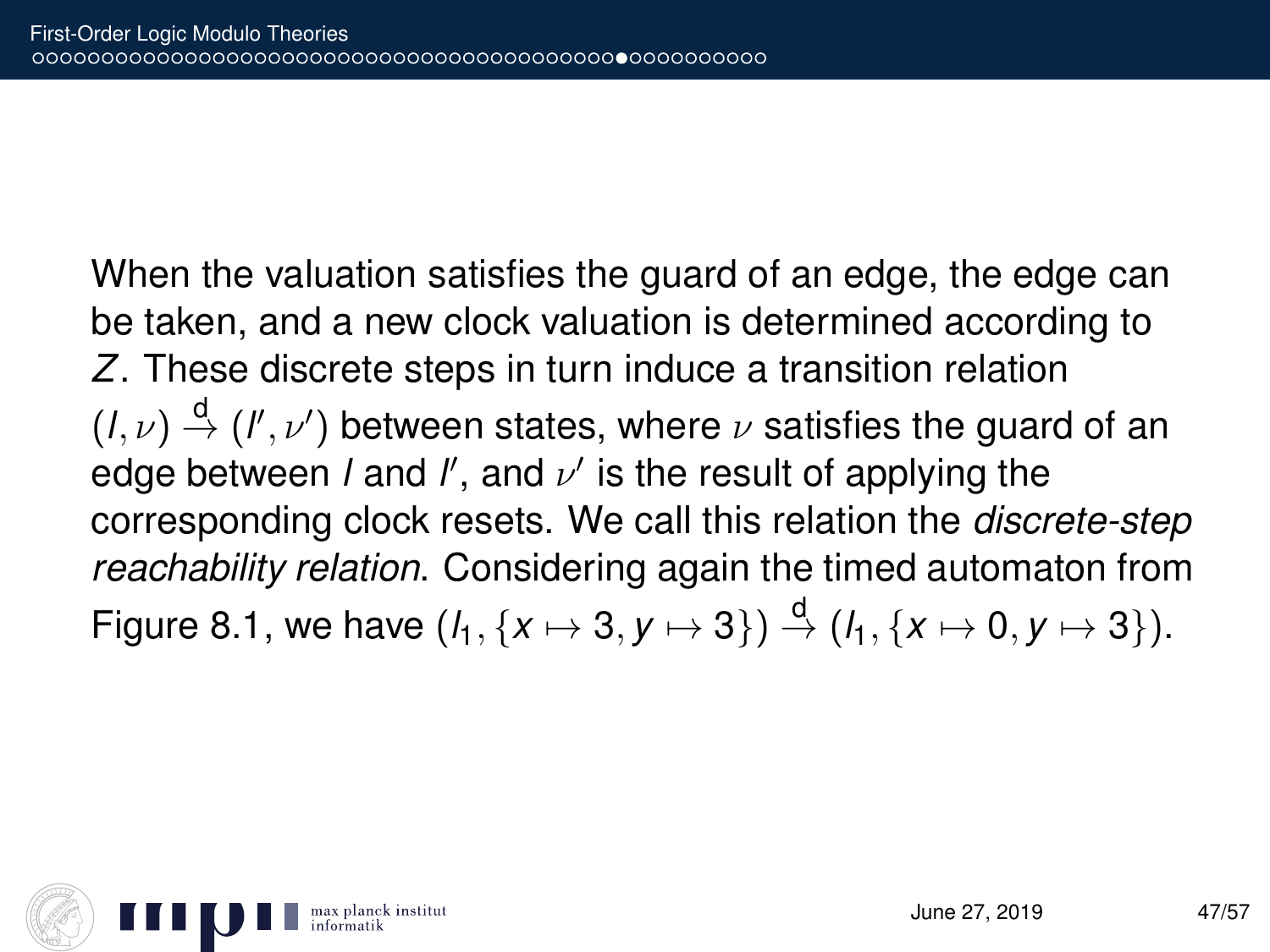When the valuation satisfies the guard of an edge, the edge can be taken, and a new clock valuation is determined according to $Z$. These discrete steps in turn induce a transition relation $(l, \nu) \overset{\text{d}}{\rightarrow} (l', \nu')$ between states, where $\nu$ satisfies the guard of an edge between $l$ and $l'$, and $\nu'$ is the result of applying the corresponding clock resets. We call this relation the *discrete-step reachability relation*. Considering again the timed automaton from Figure 8.1, we have $(l_1, \{x \mapsto 3, y \mapsto 3\}) \overset{\text{d}}{\rightarrow} (l_1, \{x \mapsto 0, y \mapsto 3\})$.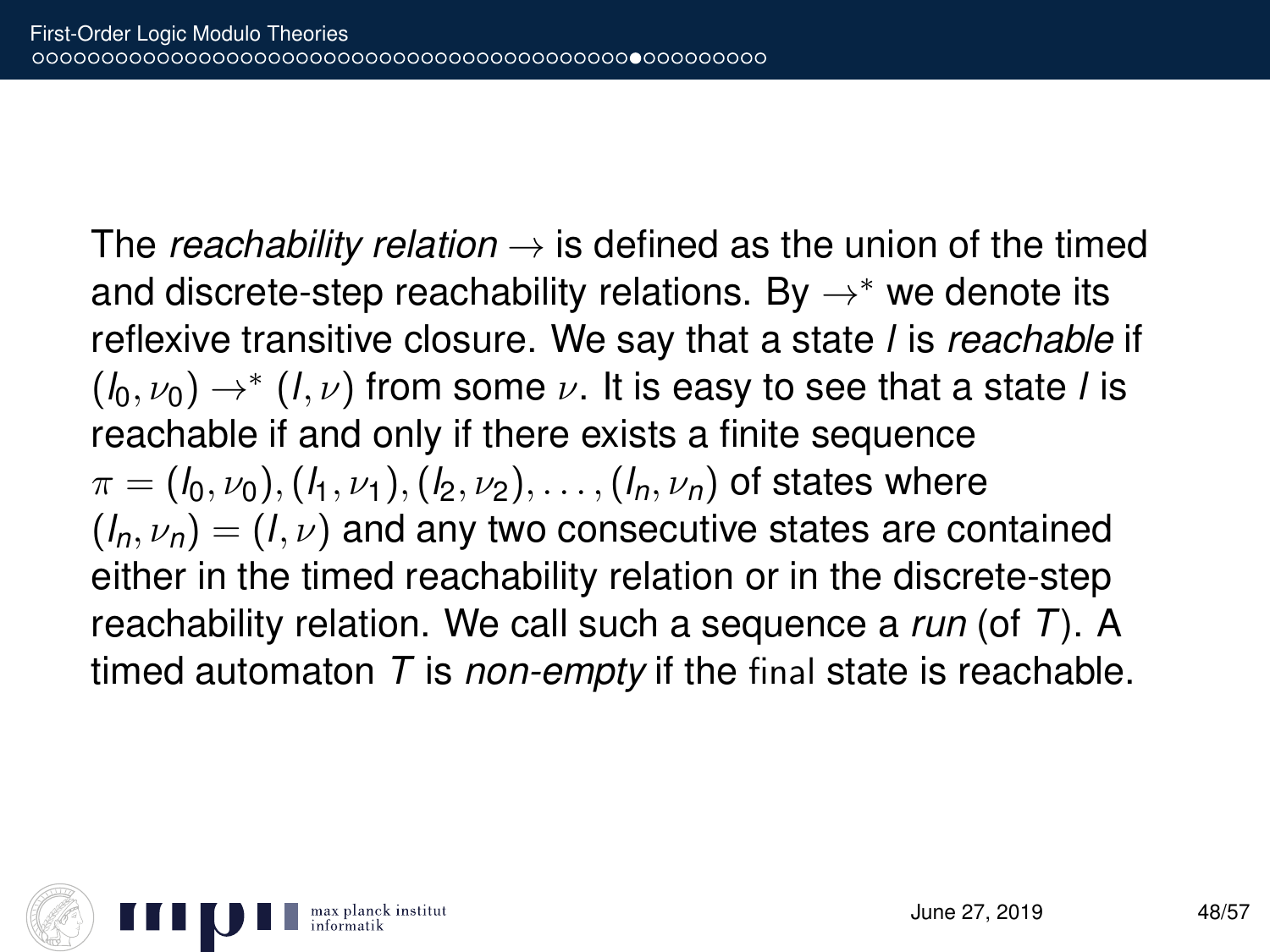The *reachability relation* $\rightarrow$ is defined as the union of the timed and discrete-step reachability relations. By $\rightarrow^*$ we denote its reflexive transitive closure. We say that a state $l$ is *reachable* if $(l_0, \nu_0) \rightarrow^* (l, \nu)$ from some $\nu$. It is easy to see that a state $l$ is reachable if and only if there exists a finite sequence $\pi = (l_0, \nu_0), (l_1, \nu_1), (l_2, \nu_2), \ldots, (l_n, \nu_n)$ of states where $(l_n, \nu_n) = (l, \nu)$ and any two consecutive states are contained either in the timed reachability relation or in the discrete-step reachability relation. We call such a sequence a *run* (of $T$). A timed automaton $T$ is *non-empty* if the final state is reachable.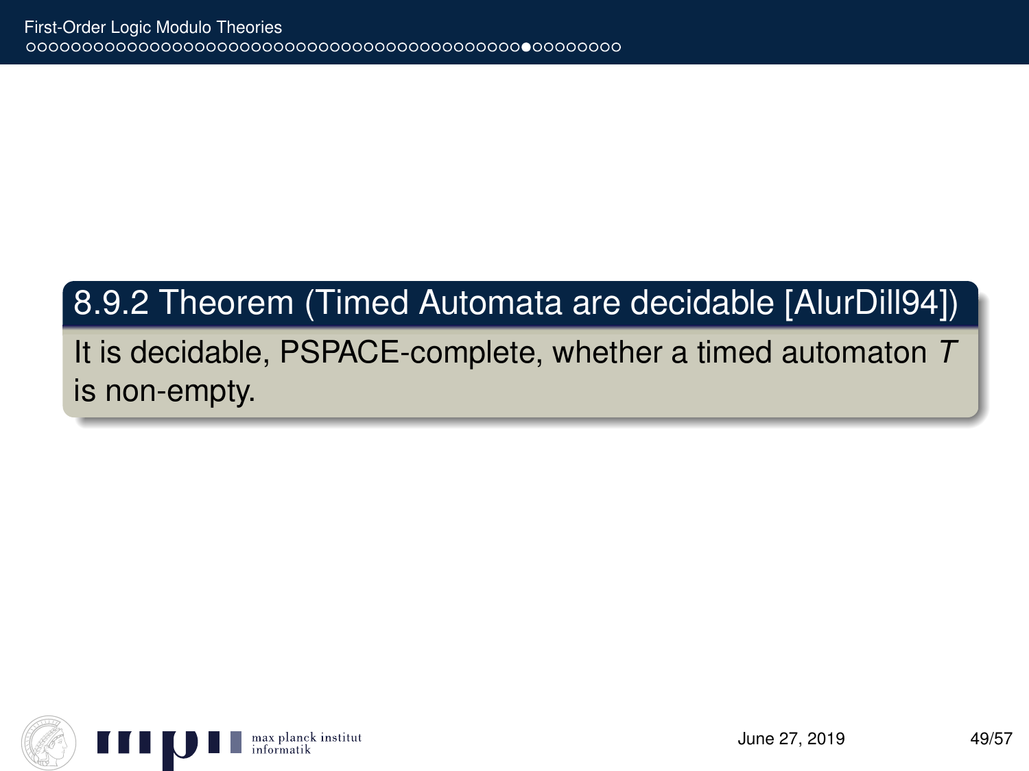**8.9.2 Theorem (Timed Automata are decidable [AlurDill94])**

It is decidable, PSPACE-complete, whether a timed automaton $T$ is non-empty.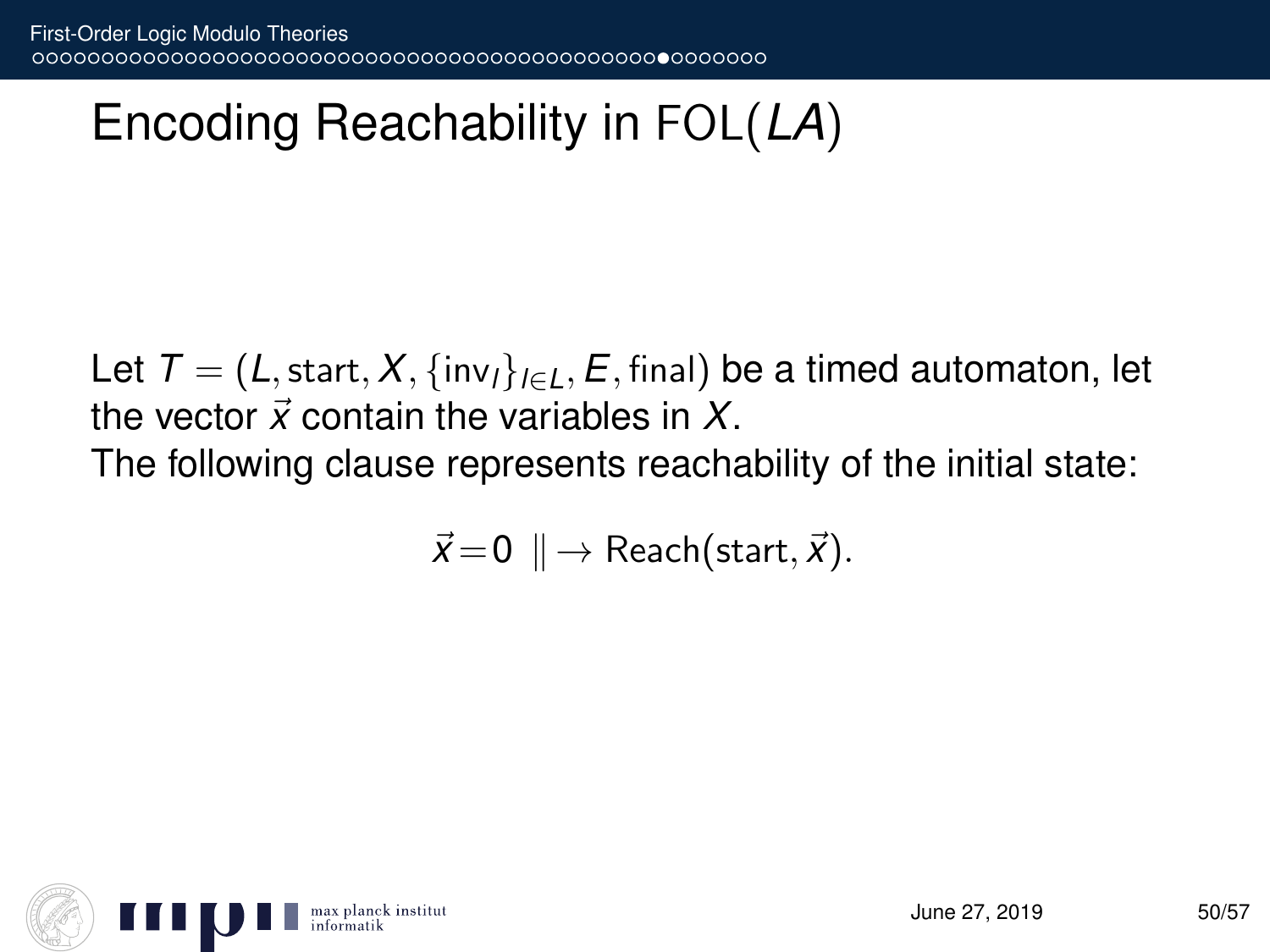# Encoding Reachability in $\mathrm{FOL}(LA)$

Let $T = (L, \mathrm{start}, X, \{\mathrm{inv}_l\}_{l \in L}, E, \mathrm{final})$ be a timed automaton, let the vector $\vec{x}$ contain the variables in $X$.
The following clause represents reachability of the initial state:

$$\vec{x} = 0 \ \| \rightarrow \mathrm{Reach}(\mathrm{start}, \vec{x}).$$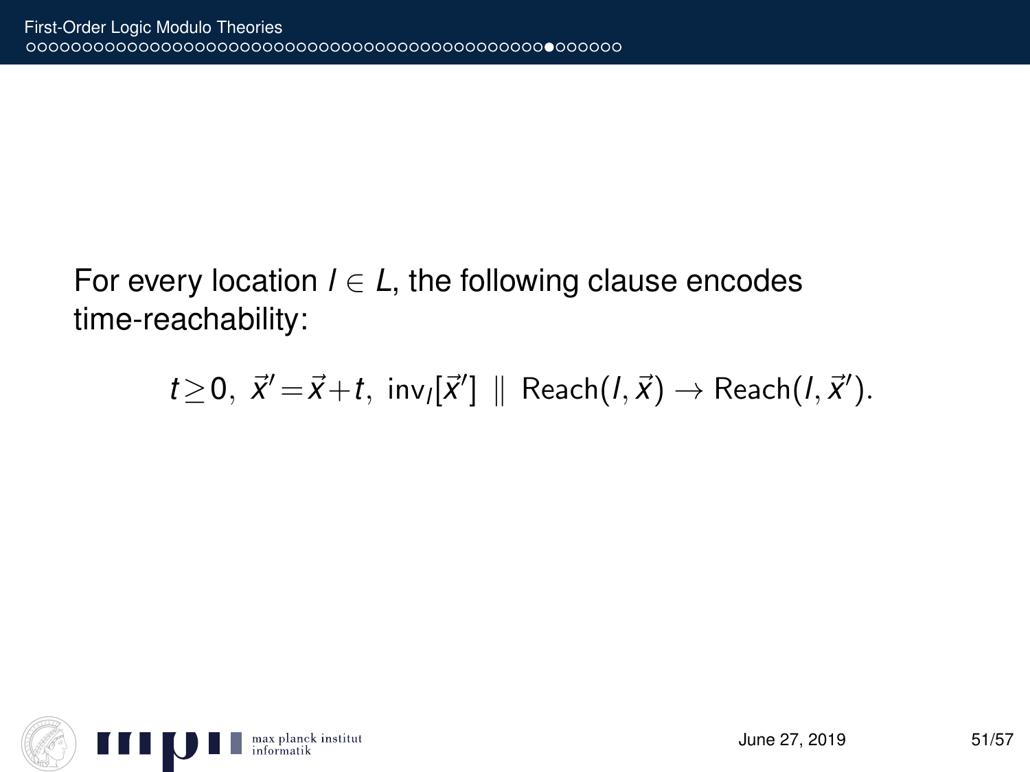For every location $l \in L$, the following clause encodes time-reachability:

$$t \geq 0,\ \vec{x}' = \vec{x} + t,\ \mathrm{inv}_l[\vec{x}']\ \|\ \mathrm{Reach}(l, \vec{x}) \rightarrow \mathrm{Reach}(l, \vec{x}').$$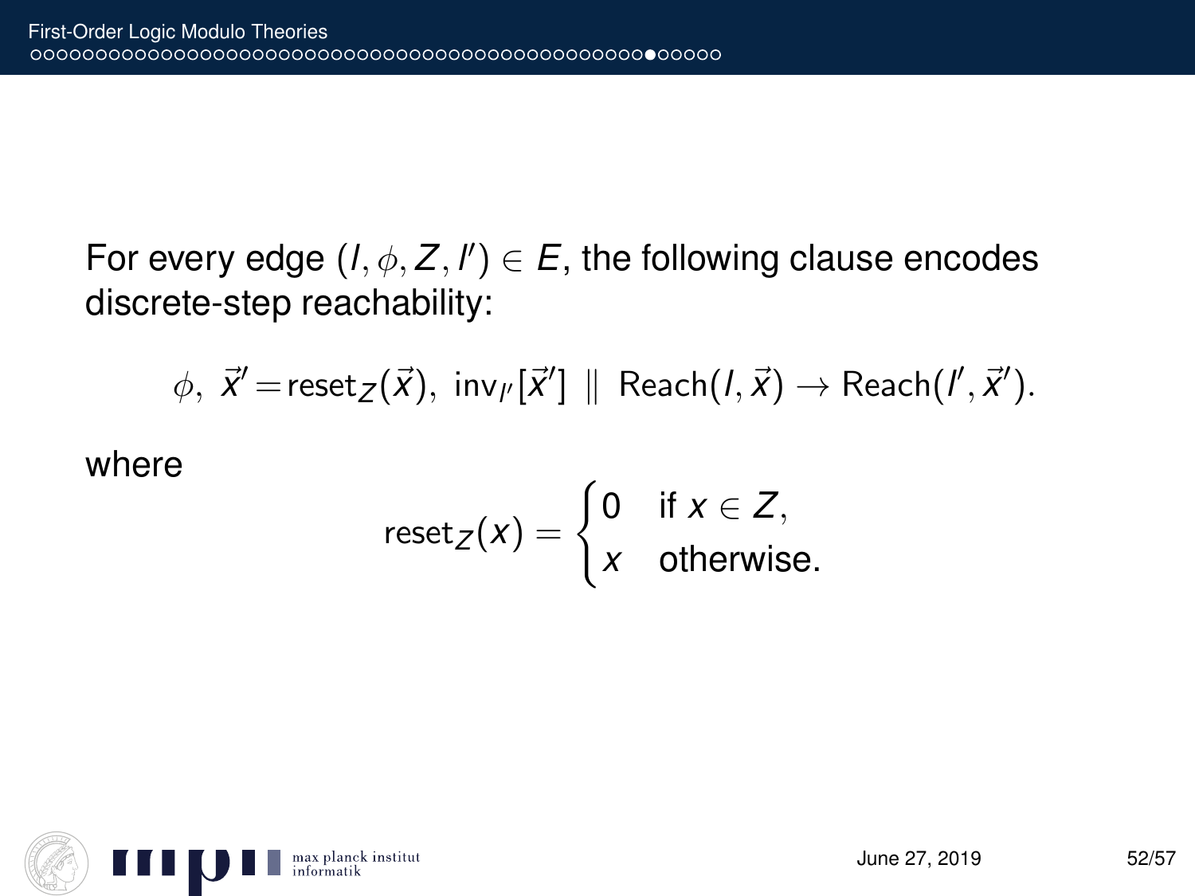For every edge $(l, \phi, Z, l') \in E$, the following clause encodes discrete-step reachability:

$$\phi,\ \vec{x}' = \mathsf{reset}_Z(\vec{x}),\ \mathsf{inv}_{l'}[\vec{x}'] \parallel \mathsf{Reach}(l, \vec{x}) \rightarrow \mathsf{Reach}(l', \vec{x}').$$

where

$$\mathsf{reset}_Z(x) = \begin{cases} 0 & \text{if } x \in Z, \\ x & \text{otherwise.} \end{cases}$$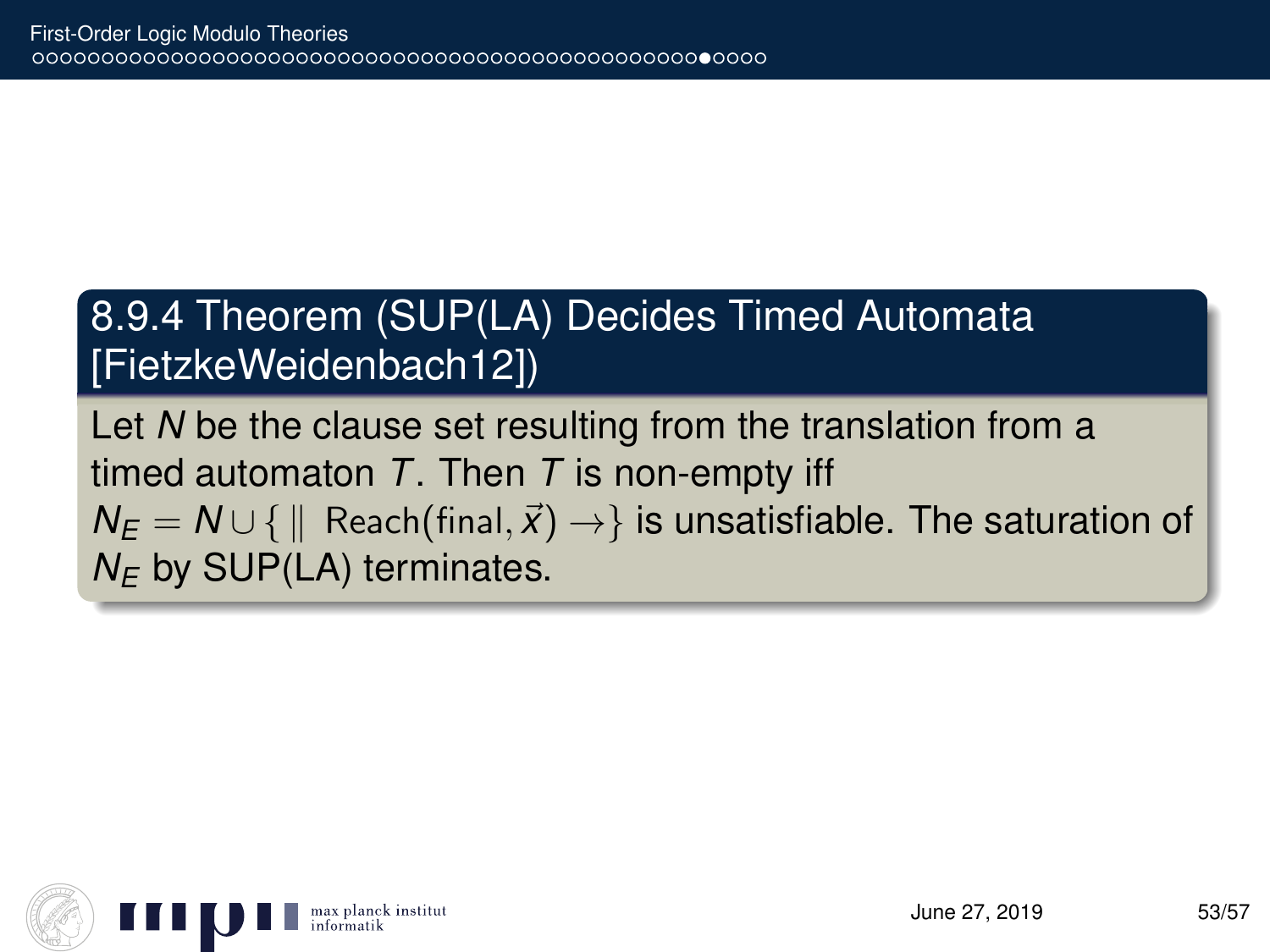**8.9.4 Theorem (SUP(LA) Decides Timed Automata [FietzkeWeidenbach12])**

Let $N$ be the clause set resulting from the translation from a timed automaton $T$. Then $T$ is non-empty iff $N_E = N \cup \{ \parallel \mathsf{Reach}(\mathsf{final}, \vec{x}) \rightarrow \}$ is unsatisfiable. The saturation of $N_E$ by SUP(LA) terminates.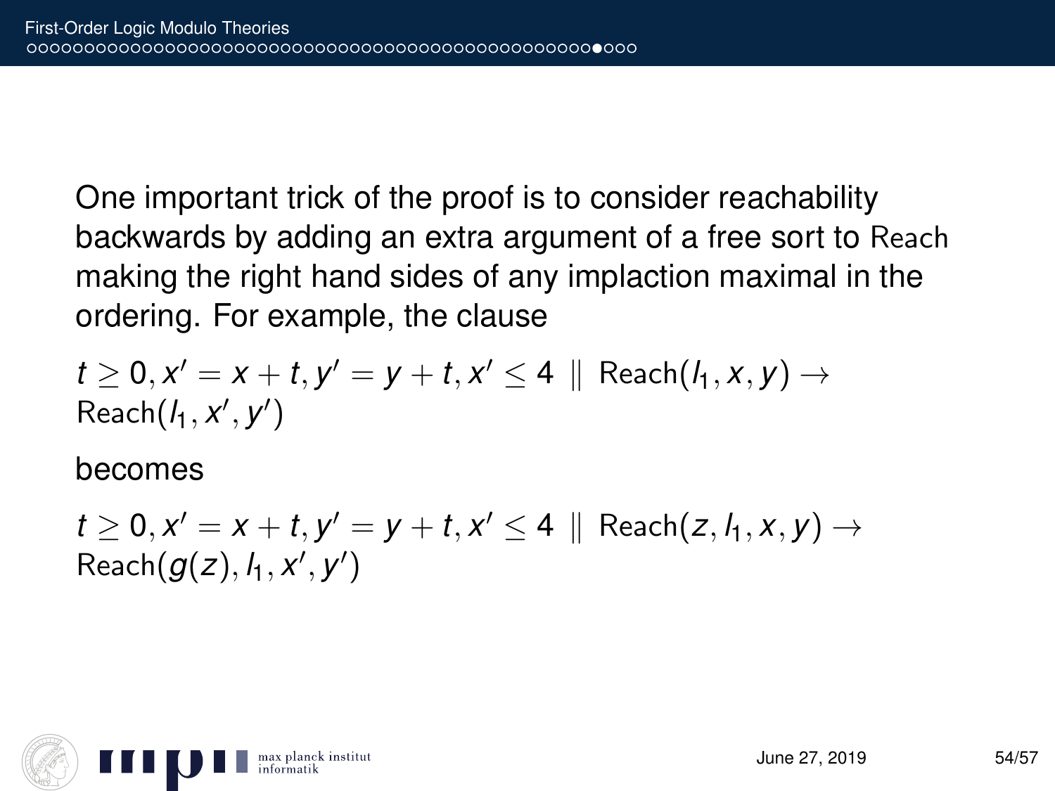One important trick of the proof is to consider reachability backwards by adding an extra argument of a free sort to Reach making the right hand sides of any implaction maximal in the ordering. For example, the clause

$$t \geq 0, x' = x + t, y' = y + t, x' \leq 4 \parallel \text{Reach}(l_1, x, y) \rightarrow \text{Reach}(l_1, x', y')$$

becomes

$$t \geq 0, x' = x + t, y' = y + t, x' \leq 4 \parallel \text{Reach}(z, l_1, x, y) \rightarrow \text{Reach}(g(z), l_1, x', y')$$